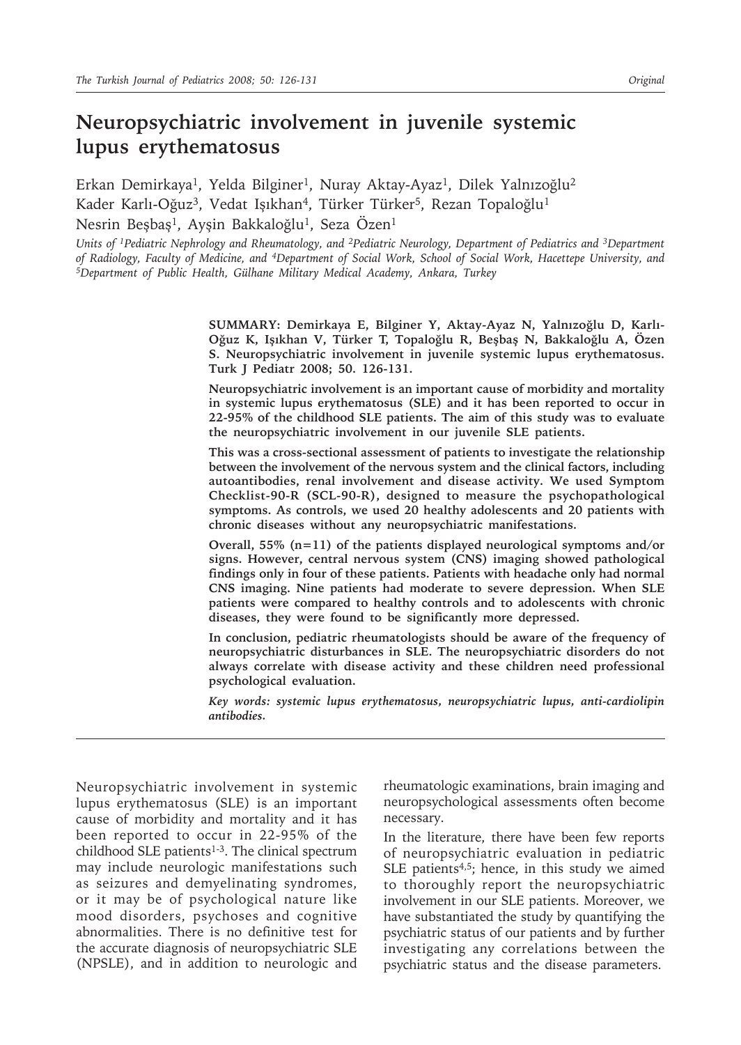# Neuropsychiatric involvement in juvenile systemic lupus erythematosus

Erkan Demirkaya[1], Yelda Bilginer[1], Nuray Aktay-Ayaz[1], Dilek Yalnızoğlu[2] Kader Karlı-Oğuz[3], Vedat Işıkhan[4], Türker Türker[5], Rezan Topaloğlu[1] Nesrin Beşbaş[1], Ayşin Bakkaloğlu[1], Seza Özen[1]

*Units of [1]Pediatric Nephrology and Rheumatology, and [2]Pediatric Neurology, Department of Pediatrics and [3]Department of Radiology, Faculty of Medicine, and [4]Department of Social Work, School of Social Work, Hacettepe University, and [5]Department of Public Health, Gülhane Military Medical Academy, Ankara, Turkey*

**SUMMARY: Demirkaya E, Bilginer Y, Aktay-Ayaz N, Yalnızoğlu D, Karlı-Oğuz K, Işıkhan V, Türker T, Topaloğlu R, Beşbaş N, Bakkaloğlu A, Özen S. Neuropsychiatric involvement in juvenile systemic lupus erythematosus. Turk J Pediatr 2008; 50. 126-131.**

**Neuropsychiatric involvement is an important cause of morbidity and mortality in systemic lupus erythematosus (SLE) and it has been reported to occur in 22-95% of the childhood SLE patients. The aim of this study was to evaluate the neuropsychiatric involvement in our juvenile SLE patients.**

**This was a cross-sectional assessment of patients to investigate the relationship between the involvement of the nervous system and the clinical factors, including autoantibodies, renal involvement and disease activity. We used Symptom Checklist-90-R (SCL-90-R), designed to measure the psychopathological symptoms. As controls, we used 20 healthy adolescents and 20 patients with chronic diseases without any neuropsychiatric manifestations.**

**Overall, 55% (n=11) of the patients displayed neurological symptoms and/or signs. However, central nervous system (CNS) imaging showed pathological findings only in four of these patients. Patients with headache only had normal CNS imaging. Nine patients had moderate to severe depression. When SLE patients were compared to healthy controls and to adolescents with chronic diseases, they were found to be significantly more depressed.**

**In conclusion, pediatric rheumatologists should be aware of the frequency of neuropsychiatric disturbances in SLE. The neuropsychiatric disorders do not always correlate with disease activity and these children need professional psychological evaluation.**

***Key words: systemic lupus erythematosus, neuropsychiatric lupus, anti-cardiolipin antibodies.***

Neuropsychiatric involvement in systemic lupus erythematosus (SLE) is an important cause of morbidity and mortality and it has been reported to occur in 22-95% of the childhood SLE patients[1-3]. The clinical spectrum may include neurologic manifestations such as seizures and demyelinating syndromes, or it may be of psychological nature like mood disorders, psychoses and cognitive abnormalities. There is no definitive test for the accurate diagnosis of neuropsychiatric SLE (NPSLE), and in addition to neurologic and rheumatologic examinations, brain imaging and neuropsychological assessments often become necessary.

In the literature, there have been few reports of neuropsychiatric evaluation in pediatric SLE patients[4,5]; hence, in this study we aimed to thoroughly report the neuropsychiatric involvement in our SLE patients. Moreover, we have substantiated the study by quantifying the psychiatric status of our patients and by further investigating any correlations between the psychiatric status and the disease parameters.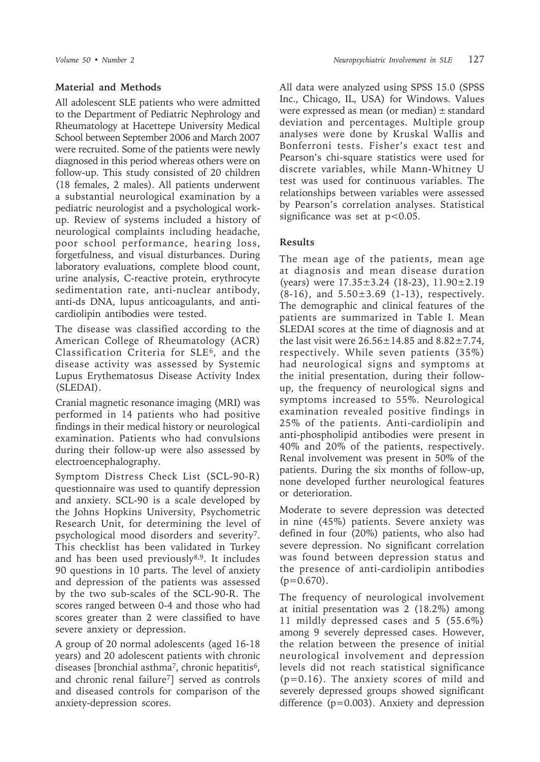## Material and Methods

All adolescent SLE patients who were admitted to the Department of Pediatric Nephrology and Rheumatology at Hacettepe University Medical School between September 2006 and March 2007 were recruited. Some of the patients were newly diagnosed in this period whereas others were on follow-up. This study consisted of 20 children (18 females, 2 males). All patients underwent a substantial neurological examination by a pediatric neurologist and a psychological work-up. Review of systems included a history of neurological complaints including headache, poor school performance, hearing loss, forgetfulness, and visual disturbances. During laboratory evaluations, complete blood count, urine analysis, C-reactive protein, erythrocyte sedimentation rate, anti-nuclear antibody, anti-ds DNA, lupus anticoagulants, and anti-cardiolipin antibodies were tested.

The disease was classified according to the American College of Rheumatology (ACR) Classification Criteria for SLE[6], and the disease activity was assessed by Systemic Lupus Erythematosus Disease Activity Index (SLEDAI).

Cranial magnetic resonance imaging (MRI) was performed in 14 patients who had positive findings in their medical history or neurological examination. Patients who had convulsions during their follow-up were also assessed by electroencephalography.

Symptom Distress Check List (SCL-90-R) questionnaire was used to quantify depression and anxiety. SCL-90 is a scale developed by the Johns Hopkins University, Psychometric Research Unit, for determining the level of psychological mood disorders and severity[7]. This checklist has been validated in Turkey and has been used previously[8,9]. It includes 90 questions in 10 parts. The level of anxiety and depression of the patients was assessed by the two sub-scales of the SCL-90-R. The scores ranged between 0-4 and those who had scores greater than 2 were classified to have severe anxiety or depression.

A group of 20 normal adolescents (aged 16-18 years) and 20 adolescent patients with chronic diseases [bronchial asthma[7], chronic hepatitis[6], and chronic renal failure[7]] served as controls and diseased controls for comparison of the anxiety-depression scores.

All data were analyzed using SPSS 15.0 (SPSS Inc., Chicago, IL, USA) for Windows. Values were expressed as mean (or median) ± standard deviation and percentages. Multiple group analyses were done by Kruskal Wallis and Bonferroni tests. Fisher's exact test and Pearson's chi-square statistics were used for discrete variables, while Mann-Whitney U test was used for continuous variables. The relationships between variables were assessed by Pearson's correlation analyses. Statistical significance was set at $p<0.05$.

## Results

The mean age of the patients, mean age at diagnosis and mean disease duration (years) were 17.35±3.24 (18-23), 11.90±2.19 (8-16), and 5.50±3.69 (1-13), respectively. The demographic and clinical features of the patients are summarized in Table I. Mean SLEDAI scores at the time of diagnosis and at the last visit were 26.56±14.85 and 8.82±7.74, respectively. While seven patients (35%) had neurological signs and symptoms at the initial presentation, during their follow-up, the frequency of neurological signs and symptoms increased to 55%. Neurological examination revealed positive findings in 25% of the patients. Anti-cardiolipin and anti-phospholipid antibodies were present in 40% and 20% of the patients, respectively. Renal involvement was present in 50% of the patients. During the six months of follow-up, none developed further neurological features or deterioration.

Moderate to severe depression was detected in nine (45%) patients. Severe anxiety was defined in four (20%) patients, who also had severe depression. No significant correlation was found between depression status and the presence of anti-cardiolipin antibodies ($p=0.670$).

The frequency of neurological involvement at initial presentation was 2 (18.2%) among 11 mildly depressed cases and 5 (55.6%) among 9 severely depressed cases. However, the relation between the presence of initial neurological involvement and depression levels did not reach statistical significance ($p=0.16$). The anxiety scores of mild and severely depressed groups showed significant difference ($p=0.003$). Anxiety and depression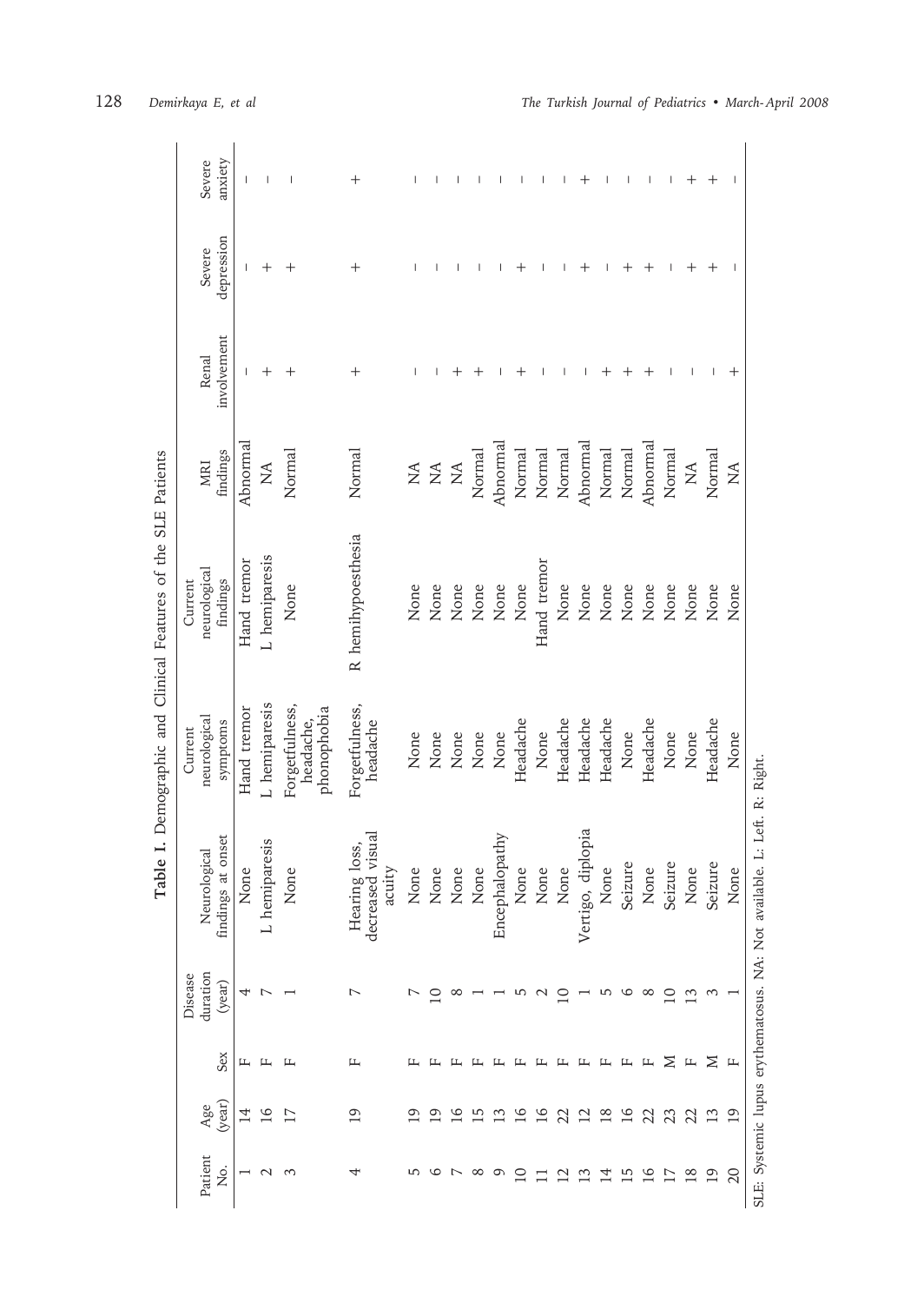**Table I.** Demographic and Clinical Features of the SLE Patients

| Patient No. | Age (year) | Sex | Disease duration (year) | Neurological findings at onset | Current neurological symptoms | Current neurological findings | MRI findings | Renal involvement | Severe depression | Severe anxiety |
|---|---|---|---|---|---|---|---|---|---|---|
| 1 | 14 | F | 4 | None | Hand tremor | Hand tremor | Abnormal | – | – | – |
| 2 | 16 | F | 7 | L hemiparesis | L hemiparesis | L hemiparesis | NA | + | + | – |
| 3 | 17 | F | 1 | None | Forgetfulness, headache, phonophobia | None | Normal | + | + | – |
| 4 | 19 | F | 7 | Hearing loss, decreased visual acuity | Forgetfulness, headache | R hemihypoesthesia | Normal | + | + | + |
| 5 | 19 | F | 7 | None | None | None | NA | – | – | – |
| 6 | 19 | F | 10 | None | None | None | NA | – | – | – |
| 7 | 16 | F | 8 | None | None | None | NA | + | – | – |
| 8 | 15 | F | 1 | None | None | None | Normal | + | – | – |
| 9 | 13 | F | 1 | Encephalopathy | None | None | Abnormal | – | – | – |
| 10 | 16 | F | 5 | None | Headache | None | Normal | + | + | – |
| 11 | 16 | F | 2 | None | None | Hand tremor | Normal | – | – | – |
| 12 | 22 | F | 10 | None | Headache | None | Normal | – | – | – |
| 13 | 12 | F | 1 | Vertigo, diplopia | Headache | None | Abnormal | – | + | + |
| 14 | 18 | F | 5 | None | Headache | None | Normal | + | – | – |
| 15 | 16 | F | 6 | Seizure | None | None | Normal | + | + | – |
| 16 | 22 | F | 8 | None | Headache | None | Abnormal | + | + | – |
| 17 | 23 | M | 10 | Seizure | None | None | Normal | – | – | – |
| 18 | 22 | F | 13 | None | None | None | NA | – | + | + |
| 19 | 13 | M | 3 | Seizure | Headache | None | Normal | – | + | + |
| 20 | 19 | F | 1 | None | None | None | NA | + | – | – |

SLE: Systemic lupus erythematosus. NA: Not available. L: Left. R: Right.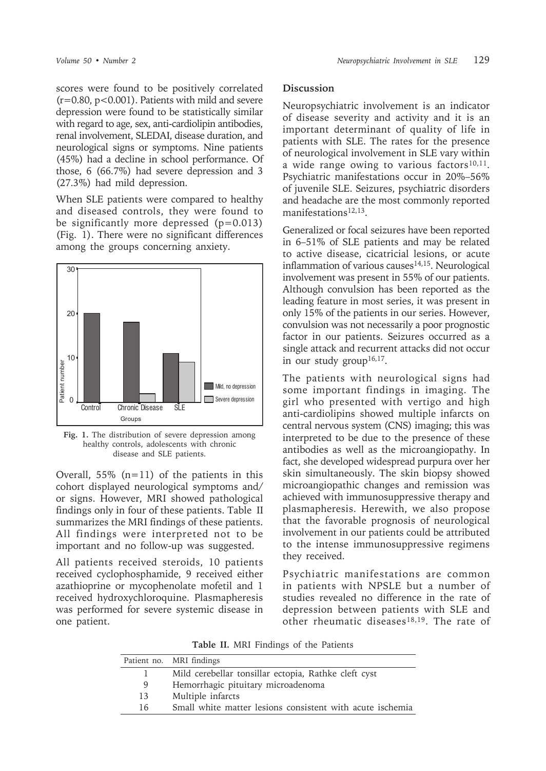scores were found to be positively correlated ($r=0.80$, $p<0.001$). Patients with mild and severe depression were found to be statistically similar with regard to age, sex, anti-cardiolipin antibodies, renal involvement, SLEDAI, disease duration, and neurological signs or symptoms. Nine patients (45%) had a decline in school performance. Of those, 6 (66.7%) had severe depression and 3 (27.3%) had mild depression.

When SLE patients were compared to healthy and diseased controls, they were found to be significantly more depressed ($p=0.013$) (Fig. 1). There were no significant differences among the groups concerning anxiety.

**Fig. 1.** The distribution of severe depression among healthy controls, adolescents with chronic disease and SLE patients.

Overall, 55% (n=11) of the patients in this cohort displayed neurological symptoms and/or signs. However, MRI showed pathological findings only in four of these patients. Table II summarizes the MRI findings of these patients. All findings were interpreted not to be important and no follow-up was suggested.

All patients received steroids, 10 patients received cyclophosphamide, 9 received either azathioprine or mycophenolate mofetil and 1 received hydroxychloroquine. Plasmapheresis was performed for severe systemic disease in one patient.

## Discussion

Neuropsychiatric involvement is an indicator of disease severity and activity and it is an important determinant of quality of life in patients with SLE. The rates for the presence of neurological involvement in SLE vary within a wide range owing to various factors[10,11]. Psychiatric manifestations occur in 20%–56% of juvenile SLE. Seizures, psychiatric disorders and headache are the most commonly reported manifestations[12,13].

Generalized or focal seizures have been reported in 6–51% of SLE patients and may be related to active disease, cicatricial lesions, or acute inflammation of various causes[14,15]. Neurological involvement was present in 55% of our patients. Although convulsion has been reported as the leading feature in most series, it was present in only 15% of the patients in our series. However, convulsion was not necessarily a poor prognostic factor in our patients. Seizures occurred as a single attack and recurrent attacks did not occur in our study group[16,17].

The patients with neurological signs had some important findings in imaging. The girl who presented with vertigo and high anti-cardiolipins showed multiple infarcts on central nervous system (CNS) imaging; this was interpreted to be due to the presence of these antibodies as well as the microangiopathy. In fact, she developed widespread purpura over her skin simultaneously. The skin biopsy showed microangiopathic changes and remission was achieved with immunosuppressive therapy and plasmapheresis. Herewith, we also propose that the favorable prognosis of neurological involvement in our patients could be attributed to the intense immunosuppressive regimens they received.

Psychiatric manifestations are common in patients with NPSLE but a number of studies revealed no difference in the rate of depression between patients with SLE and other rheumatic diseases[18,19]. The rate of

**Table II.** MRI Findings of the Patients

| Patient no. | MRI findings |
|---|---|
| 1 | Mild cerebellar tonsillar ectopia, Rathke cleft cyst |
| 9 | Hemorrhagic pituitary microadenoma |
| 13 | Multiple infarcts |
| 16 | Small white matter lesions consistent with acute ischemia |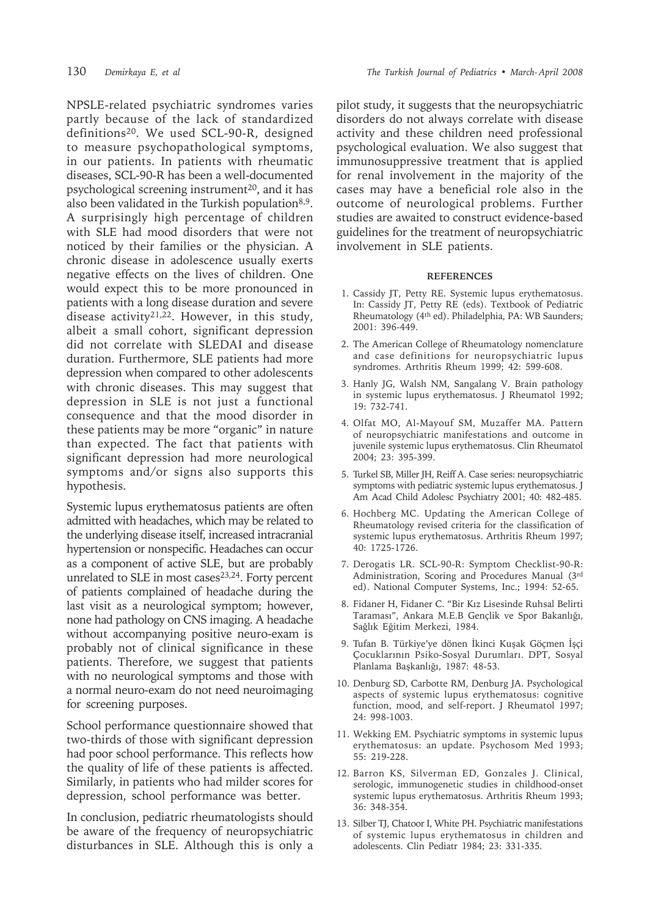NPSLE-related psychiatric syndromes varies partly because of the lack of standardized definitions[20]. We used SCL-90-R, designed to measure psychopathological symptoms, in our patients. In patients with rheumatic diseases, SCL-90-R has been a well-documented psychological screening instrument[20], and it has also been validated in the Turkish population[8,9]. A surprisingly high percentage of children with SLE had mood disorders that were not noticed by their families or the physician. A chronic disease in adolescence usually exerts negative effects on the lives of children. One would expect this to be more pronounced in patients with a long disease duration and severe disease activity[21,22]. However, in this study, albeit a small cohort, significant depression did not correlate with SLEDAI and disease duration. Furthermore, SLE patients had more depression when compared to other adolescents with chronic diseases. This may suggest that depression in SLE is not just a functional consequence and that the mood disorder in these patients may be more "organic" in nature than expected. The fact that patients with significant depression had more neurological symptoms and/or signs also supports this hypothesis.

Systemic lupus erythematosus patients are often admitted with headaches, which may be related to the underlying disease itself, increased intracranial hypertension or nonspecific. Headaches can occur as a component of active SLE, but are probably unrelated to SLE in most cases[23,24]. Forty percent of patients complained of headache during the last visit as a neurological symptom; however, none had pathology on CNS imaging. A headache without accompanying positive neuro-exam is probably not of clinical significance in these patients. Therefore, we suggest that patients with no neurological symptoms and those with a normal neuro-exam do not need neuroimaging for screening purposes.

School performance questionnaire showed that two-thirds of those with significant depression had poor school performance. This reflects how the quality of life of these patients is affected. Similarly, in patients who had milder scores for depression, school performance was better.

In conclusion, pediatric rheumatologists should be aware of the frequency of neuropsychiatric disturbances in SLE. Although this is only a pilot study, it suggests that the neuropsychiatric disorders do not always correlate with disease activity and these children need professional psychological evaluation. We also suggest that immunosuppressive treatment that is applied for renal involvement in the majority of the cases may have a beneficial role also in the outcome of neurological problems. Further studies are awaited to construct evidence-based guidelines for the treatment of neuropsychiatric involvement in SLE patients.

## REFERENCES

1. Cassidy JT, Petty RE. Systemic lupus erythematosus. In: Cassidy JT, Petty RE (eds). Textbook of Pediatric Rheumatology (4th ed). Philadelphia, PA: WB Saunders; 2001: 396-449.
2. The American College of Rheumatology nomenclature and case definitions for neuropsychiatric lupus syndromes. Arthritis Rheum 1999; 42: 599-608.
3. Hanly JG, Walsh NM, Sangalang V. Brain pathology in systemic lupus erythematosus. J Rheumatol 1992; 19: 732-741.
4. Olfat MO, Al-Mayouf SM, Muzaffer MA. Pattern of neuropsychiatric manifestations and outcome in juvenile systemic lupus erythematosus. Clin Rheumatol 2004; 23: 395-399.
5. Turkel SB, Miller JH, Reiff A. Case series: neuropsychiatric symptoms with pediatric systemic lupus erythematosus. J Am Acad Child Adolesc Psychiatry 2001; 40: 482-485.
6. Hochberg MC. Updating the American College of Rheumatology revised criteria for the classification of systemic lupus erythematosus. Arthritis Rheum 1997; 40: 1725-1726.
7. Derogatis LR. SCL-90-R: Symptom Checklist-90-R: Administration, Scoring and Procedures Manual (3rd ed). National Computer Systems, Inc.; 1994: 52-65.
8. Fidaner H, Fidaner C. "Bir Kız Lisesinde Ruhsal Belirti Taraması", Ankara M.E.B Gençlik ve Spor Bakanlığı, Sağlık Eğitim Merkezi, 1984.
9. Tufan B. Türkiye'ye dönen İkinci Kuşak Göçmen İşçi Çocuklarının Psiko-Sosyal Durumları. DPT, Sosyal Planlama Başkanlığı, 1987: 48-53.
10. Denburg SD, Carbotte RM, Denburg JA. Psychological aspects of systemic lupus erythematosus: cognitive function, mood, and self-report. J Rheumatol 1997; 24: 998-1003.
11. Wekking EM. Psychiatric symptoms in systemic lupus erythematosus: an update. Psychosom Med 1993; 55: 219-228.
12. Barron KS, Silverman ED, Gonzales J. Clinical, serologic, immunogenetic studies in childhood-onset systemic lupus erythematosus. Arthritis Rheum 1993; 36: 348-354.
13. Silber TJ, Chatoor I, White PH. Psychiatric manifestations of systemic lupus erythematosus in children and adolescents. Clin Pediatr 1984; 23: 331-335.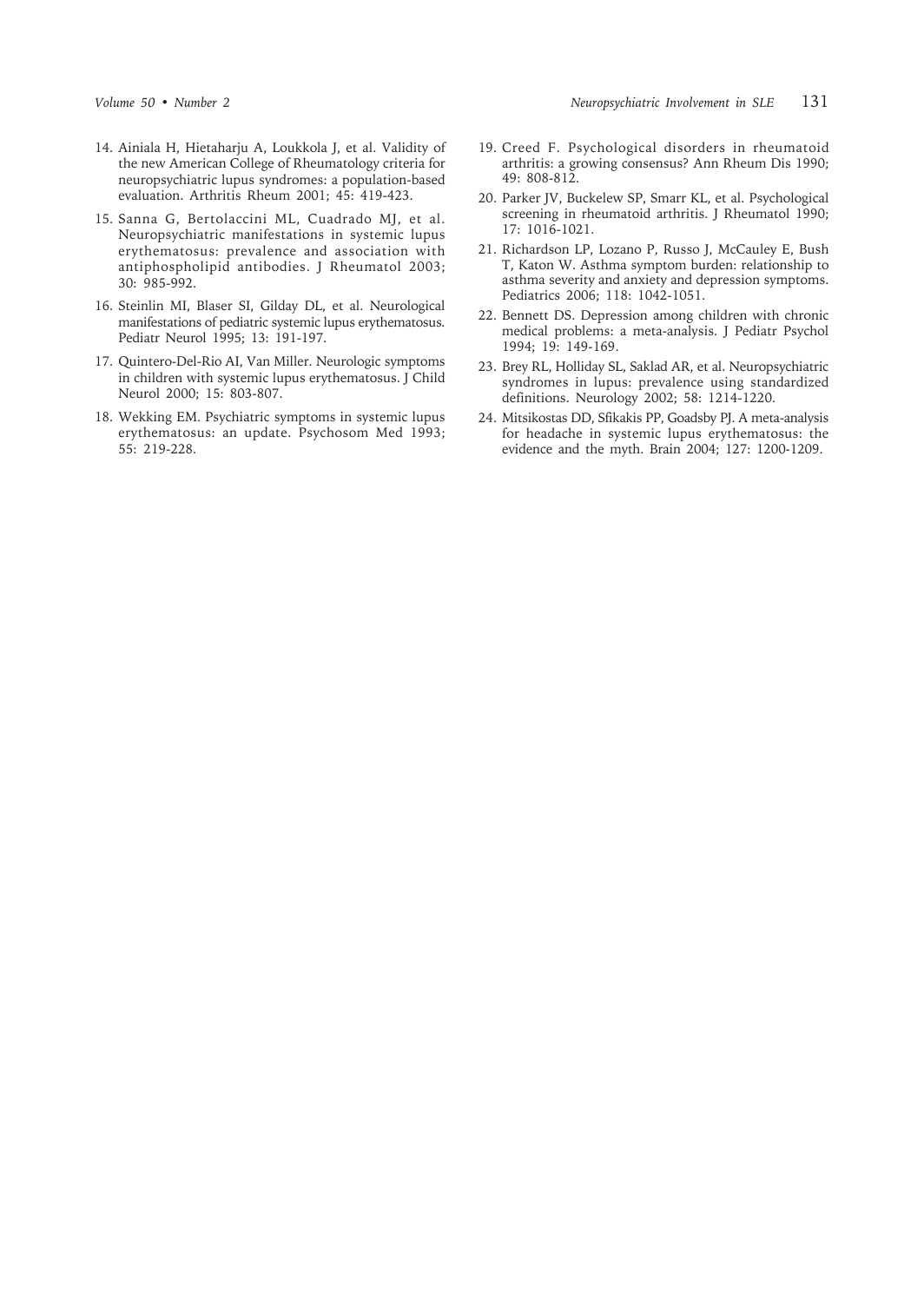14. Ainiala H, Hietaharju A, Loukkola J, et al. Validity of the new American College of Rheumatology criteria for neuropsychiatric lupus syndromes: a population-based evaluation. Arthritis Rheum 2001; 45: 419-423.
15. Sanna G, Bertolaccini ML, Cuadrado MJ, et al. Neuropsychiatric manifestations in systemic lupus erythematosus: prevalence and association with antiphospholipid antibodies. J Rheumatol 2003; 30: 985-992.
16. Steinlin MI, Blaser SI, Gilday DL, et al. Neurological manifestations of pediatric systemic lupus erythematosus. Pediatr Neurol 1995; 13: 191-197.
17. Quintero-Del-Rio AI, Van Miller. Neurologic symptoms in children with systemic lupus erythematosus. J Child Neurol 2000; 15: 803-807.
18. Wekking EM. Psychiatric symptoms in systemic lupus erythematosus: an update. Psychosom Med 1993; 55: 219-228.
19. Creed F. Psychological disorders in rheumatoid arthritis: a growing consensus? Ann Rheum Dis 1990; 49: 808-812.
20. Parker JV, Buckelew SP, Smarr KL, et al. Psychological screening in rheumatoid arthritis. J Rheumatol 1990; 17: 1016-1021.
21. Richardson LP, Lozano P, Russo J, McCauley E, Bush T, Katon W. Asthma symptom burden: relationship to asthma severity and anxiety and depression symptoms. Pediatrics 2006; 118: 1042-1051.
22. Bennett DS. Depression among children with chronic medical problems: a meta-analysis. J Pediatr Psychol 1994; 19: 149-169.
23. Brey RL, Holliday SL, Saklad AR, et al. Neuropsychiatric syndromes in lupus: prevalence using standardized definitions. Neurology 2002; 58: 1214-1220.
24. Mitsikostas DD, Sfikakis PP, Goadsby PJ. A meta-analysis for headache in systemic lupus erythematosus: the evidence and the myth. Brain 2004; 127: 1200-1209.